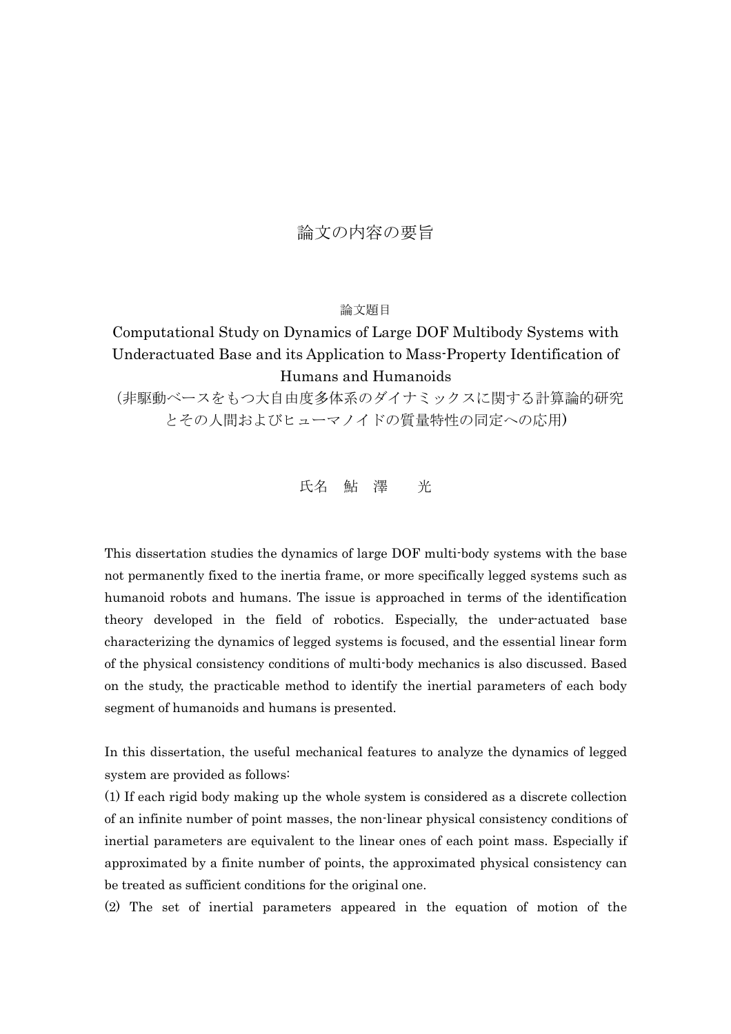# 論文の内容の要旨

論文題目

## Computational Study on Dynamics of Large DOF Multibody Systems with Underactuated Base and its Application to Mass-Property Identification of Humans and Humanoids

（非駆動ベースをもつ大自由度多体系のダイナミックスに関する計算論的研究とその人間およびヒューマノイドの質量特性の同定への応用）

氏名　鮎　澤　　光

This dissertation studies the dynamics of large DOF multi-body systems with the base not permanently fixed to the inertia frame, or more specifically legged systems such as humanoid robots and humans. The issue is approached in terms of the identification theory developed in the field of robotics. Especially, the under-actuated base characterizing the dynamics of legged systems is focused, and the essential linear form of the physical consistency conditions of multi-body mechanics is also discussed. Based on the study, the practicable method to identify the inertial parameters of each body segment of humanoids and humans is presented.

In this dissertation, the useful mechanical features to analyze the dynamics of legged system are provided as follows:

(1) If each rigid body making up the whole system is considered as a discrete collection of an infinite number of point masses, the non-linear physical consistency conditions of inertial parameters are equivalent to the linear ones of each point mass. Especially if approximated by a finite number of points, the approximated physical consistency can be treated as sufficient conditions for the original one.

(2) The set of inertial parameters appeared in the equation of motion of the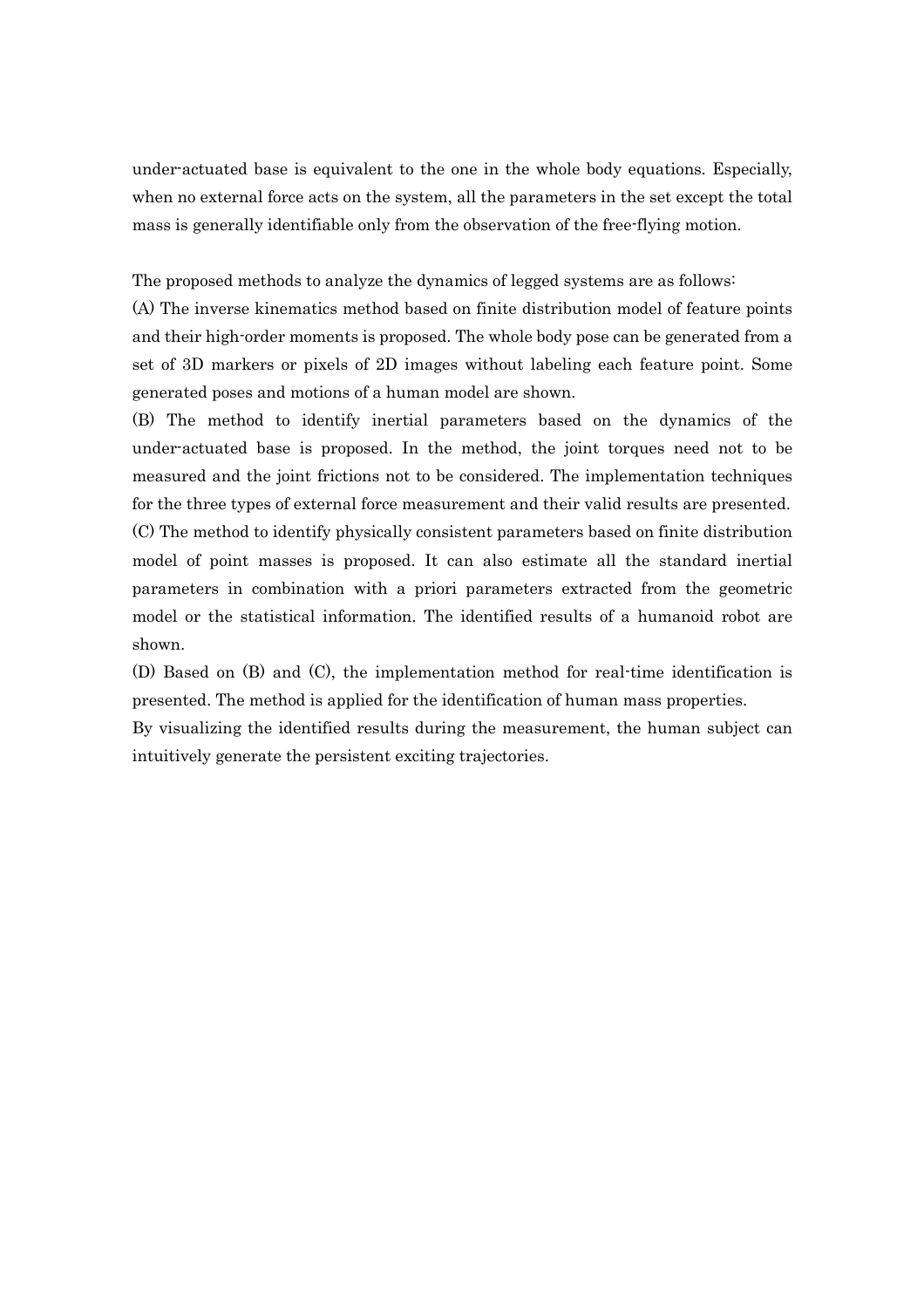under-actuated base is equivalent to the one in the whole body equations. Especially, when no external force acts on the system, all the parameters in the set except the total mass is generally identifiable only from the observation of the free-flying motion.

The proposed methods to analyze the dynamics of legged systems are as follows:

(A) The inverse kinematics method based on finite distribution model of feature points and their high-order moments is proposed. The whole body pose can be generated from a set of 3D markers or pixels of 2D images without labeling each feature point. Some generated poses and motions of a human model are shown.

(B) The method to identify inertial parameters based on the dynamics of the under-actuated base is proposed. In the method, the joint torques need not to be measured and the joint frictions not to be considered. The implementation techniques for the three types of external force measurement and their valid results are presented.

(C) The method to identify physically consistent parameters based on finite distribution model of point masses is proposed. It can also estimate all the standard inertial parameters in combination with a priori parameters extracted from the geometric model or the statistical information. The identified results of a humanoid robot are shown.

(D) Based on (B) and (C), the implementation method for real-time identification is presented. The method is applied for the identification of human mass properties.

By visualizing the identified results during the measurement, the human subject can intuitively generate the persistent exciting trajectories.